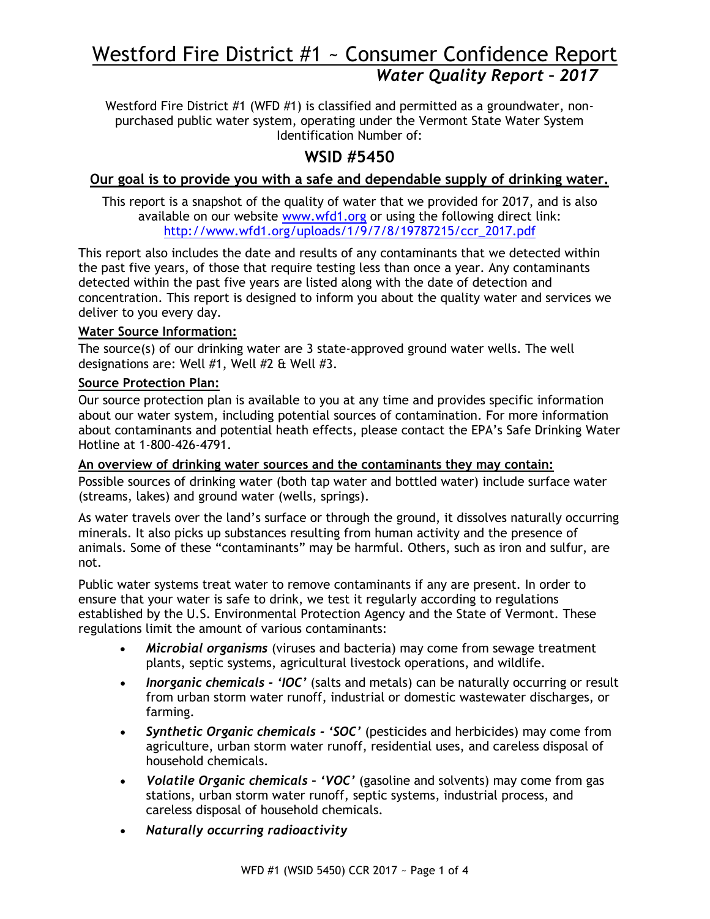# Westford Fire District #1 ~ Consumer Confidence Report

## *Water Quality Report – 2017*

Westford Fire District #1 (WFD #1) is classified and permitted as a groundwater, non-purchased public water system, operating under the Vermont State Water System Identification Number of:

## WSID #5450

**Our goal is to provide you with a safe and dependable supply of drinking water.**

This report is a snapshot of the quality of water that we provided for 2017, and is also available on our website www.wfd1.org or using the following direct link: http://www.wfd1.org/uploads/1/9/7/8/19787215/ccr_2017.pdf

This report also includes the date and results of any contaminants that we detected within the past five years, of those that require testing less than once a year. Any contaminants detected within the past five years are listed along with the date of detection and concentration. This report is designed to inform you about the quality water and services we deliver to you every day.

**Water Source Information:**

The source(s) of our drinking water are 3 state-approved ground water wells. The well designations are: Well #1, Well #2 & Well #3.

**Source Protection Plan:**

Our source protection plan is available to you at any time and provides specific information about our water system, including potential sources of contamination. For more information about contaminants and potential heath effects, please contact the EPA's Safe Drinking Water Hotline at 1-800-426-4791.

**An overview of drinking water sources and the contaminants they may contain:**

Possible sources of drinking water (both tap water and bottled water) include surface water (streams, lakes) and ground water (wells, springs).

As water travels over the land's surface or through the ground, it dissolves naturally occurring minerals. It also picks up substances resulting from human activity and the presence of animals. Some of these "contaminants" may be harmful. Others, such as iron and sulfur, are not.

Public water systems treat water to remove contaminants if any are present. In order to ensure that your water is safe to drink, we test it regularly according to regulations established by the U.S. Environmental Protection Agency and the State of Vermont. These regulations limit the amount of various contaminants:

- ***Microbial organisms*** (viruses and bacteria) may come from sewage treatment plants, septic systems, agricultural livestock operations, and wildlife.
- ***Inorganic chemicals - 'IOC'*** (salts and metals) can be naturally occurring or result from urban storm water runoff, industrial or domestic wastewater discharges, or farming.
- ***Synthetic Organic chemicals - 'SOC'*** (pesticides and herbicides) may come from agriculture, urban storm water runoff, residential uses, and careless disposal of household chemicals.
- ***Volatile Organic chemicals – 'VOC'*** (gasoline and solvents) may come from gas stations, urban storm water runoff, septic systems, industrial process, and careless disposal of household chemicals.
- ***Naturally occurring radioactivity***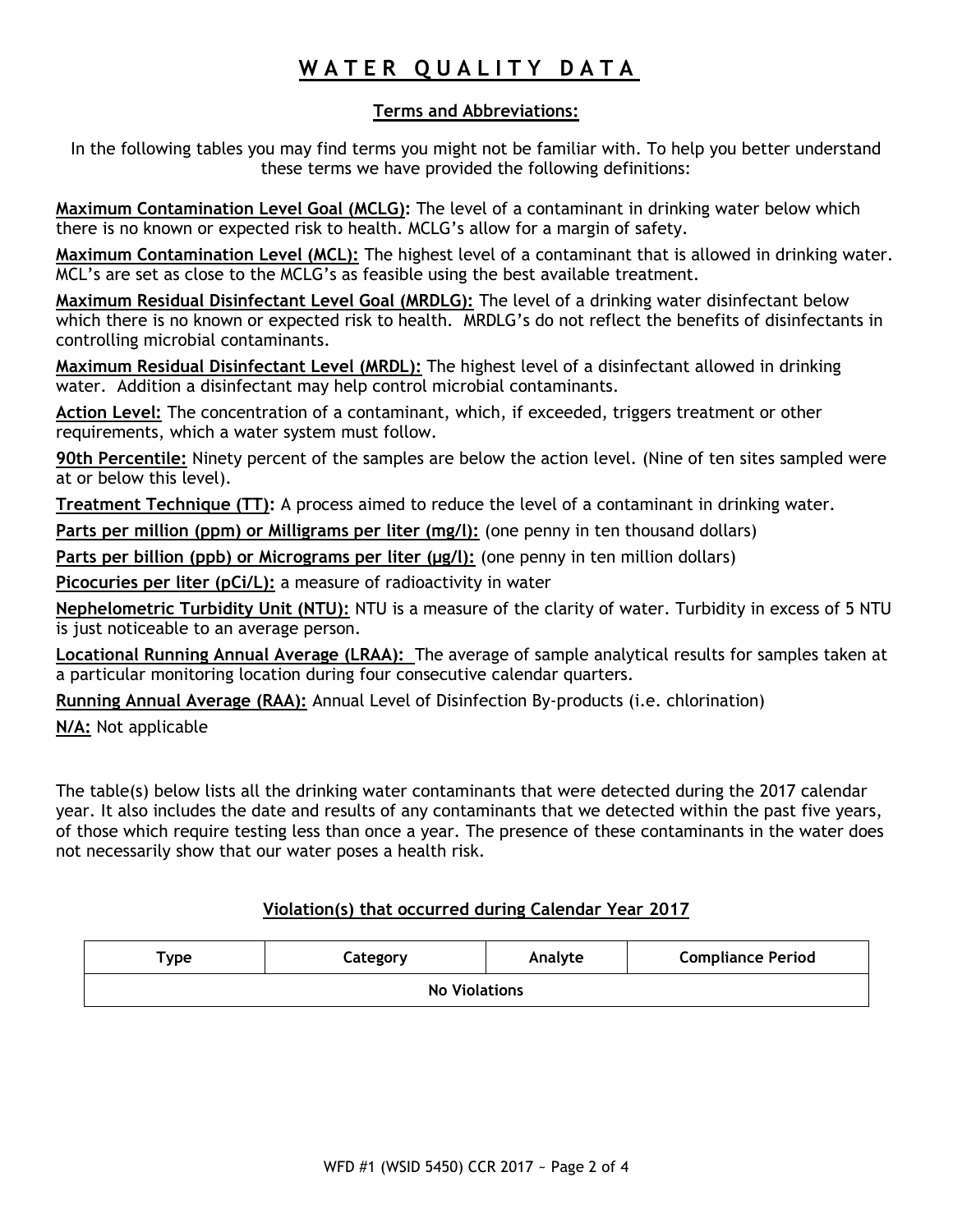# WATER QUALITY DATA

## Terms and Abbreviations:

In the following tables you may find terms you might not be familiar with. To help you better understand these terms we have provided the following definitions:

**Maximum Contamination Level Goal (MCLG):** The level of a contaminant in drinking water below which there is no known or expected risk to health. MCLG's allow for a margin of safety.

**Maximum Contamination Level (MCL):** The highest level of a contaminant that is allowed in drinking water. MCL's are set as close to the MCLG's as feasible using the best available treatment.

**Maximum Residual Disinfectant Level Goal (MRDLG):** The level of a drinking water disinfectant below which there is no known or expected risk to health. MRDLG's do not reflect the benefits of disinfectants in controlling microbial contaminants.

**Maximum Residual Disinfectant Level (MRDL):** The highest level of a disinfectant allowed in drinking water. Addition a disinfectant may help control microbial contaminants.

**Action Level:** The concentration of a contaminant, which, if exceeded, triggers treatment or other requirements, which a water system must follow.

**90th Percentile:** Ninety percent of the samples are below the action level. (Nine of ten sites sampled were at or below this level).

**Treatment Technique (TT):** A process aimed to reduce the level of a contaminant in drinking water.

**Parts per million (ppm) or Milligrams per liter (mg/l):** (one penny in ten thousand dollars)

**Parts per billion (ppb) or Micrograms per liter (µg/l):** (one penny in ten million dollars)

**Picocuries per liter (pCi/L):** a measure of radioactivity in water

**Nephelometric Turbidity Unit (NTU):** NTU is a measure of the clarity of water. Turbidity in excess of 5 NTU is just noticeable to an average person.

**Locational Running Annual Average (LRAA):** The average of sample analytical results for samples taken at a particular monitoring location during four consecutive calendar quarters.

**Running Annual Average (RAA):** Annual Level of Disinfection By-products (i.e. chlorination)

**N/A:** Not applicable

The table(s) below lists all the drinking water contaminants that were detected during the 2017 calendar year. It also includes the date and results of any contaminants that we detected within the past five years, of those which require testing less than once a year. The presence of these contaminants in the water does not necessarily show that our water poses a health risk.

### Violation(s) that occurred during Calendar Year 2017

| Type | Category | Analyte | Compliance Period |
|---|---|---|---|
| No Violations | | | |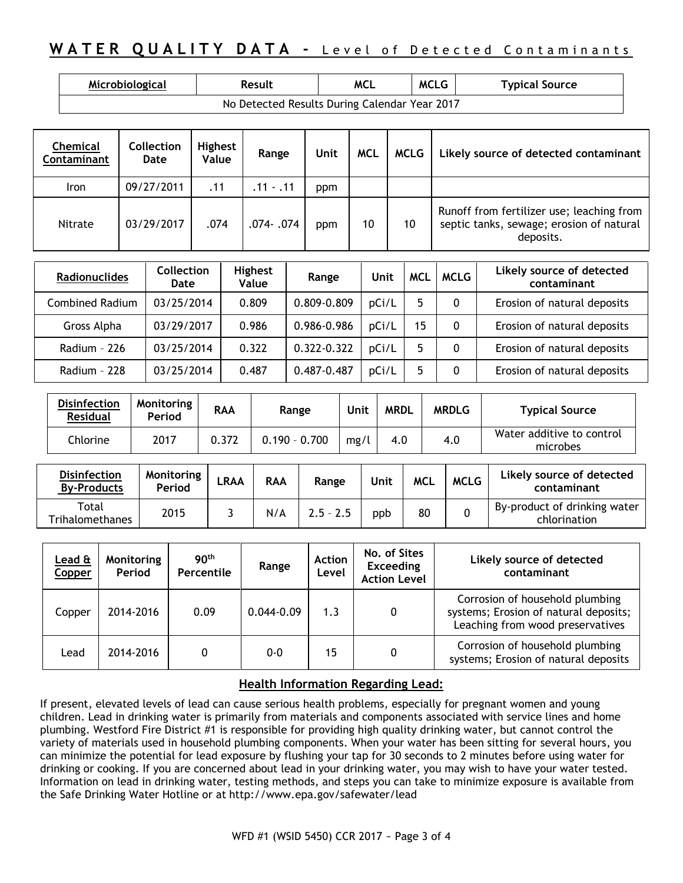## WATER QUALITY DATA - Level of Detected Contaminants

| Microbiological | Result | MCL | MCLG | Typical Source |
|---|---|---|---|---|
| No Detected Results During Calendar Year 2017 | | | | |

| Chemical Contaminant | Collection Date | Highest Value | Range | Unit | MCL | MCLG | Likely source of detected contaminant |
|---|---|---|---|---|---|---|---|
| Iron | 09/27/2011 | .11 | .11 - .11 | ppm | | | |
| Nitrate | 03/29/2017 | .074 | .074- .074 | ppm | 10 | 10 | Runoff from fertilizer use; leaching from septic tanks, sewage; erosion of natural deposits. |

| Radionuclides | Collection Date | Highest Value | Range | Unit | MCL | MCLG | Likely source of detected contaminant |
|---|---|---|---|---|---|---|---|
| Combined Radium | 03/25/2014 | 0.809 | 0.809-0.809 | pCi/L | 5 | 0 | Erosion of natural deposits |
| Gross Alpha | 03/29/2017 | 0.986 | 0.986-0.986 | pCi/L | 15 | 0 | Erosion of natural deposits |
| Radium – 226 | 03/25/2014 | 0.322 | 0.322-0.322 | pCi/L | 5 | 0 | Erosion of natural deposits |
| Radium – 228 | 03/25/2014 | 0.487 | 0.487-0.487 | pCi/L | 5 | 0 | Erosion of natural deposits |

| Disinfection Residual | Monitoring Period | RAA | Range | Unit | MRDL | MRDLG | Typical Source |
|---|---|---|---|---|---|---|---|
| Chlorine | 2017 | 0.372 | 0.190 – 0.700 | mg/l | 4.0 | 4.0 | Water additive to control microbes |

| Disinfection By-Products | Monitoring Period | LRAA | RAA | Range | Unit | MCL | MCLG | Likely source of detected contaminant |
|---|---|---|---|---|---|---|---|---|
| Total Trihalomethanes | 2015 | 3 | N/A | 2.5 – 2.5 | ppb | 80 | 0 | By-product of drinking water chlorination |

| Lead & Copper | Monitoring Period | 90th Percentile | Range | Action Level | No. of Sites Exceeding Action Level | Likely source of detected contaminant |
|---|---|---|---|---|---|---|
| Copper | 2014-2016 | 0.09 | 0.044-0.09 | 1.3 | 0 | Corrosion of household plumbing systems; Erosion of natural deposits; Leaching from wood preservatives |
| Lead | 2014-2016 | 0 | 0-0 | 15 | 0 | Corrosion of household plumbing systems; Erosion of natural deposits |

### Health Information Regarding Lead:

If present, elevated levels of lead can cause serious health problems, especially for pregnant women and young children. Lead in drinking water is primarily from materials and components associated with service lines and home plumbing. Westford Fire District #1 is responsible for providing high quality drinking water, but cannot control the variety of materials used in household plumbing components. When your water has been sitting for several hours, you can minimize the potential for lead exposure by flushing your tap for 30 seconds to 2 minutes before using water for drinking or cooking. If you are concerned about lead in your drinking water, you may wish to have your water tested. Information on lead in drinking water, testing methods, and steps you can take to minimize exposure is available from the Safe Drinking Water Hotline or at http://www.epa.gov/safewater/lead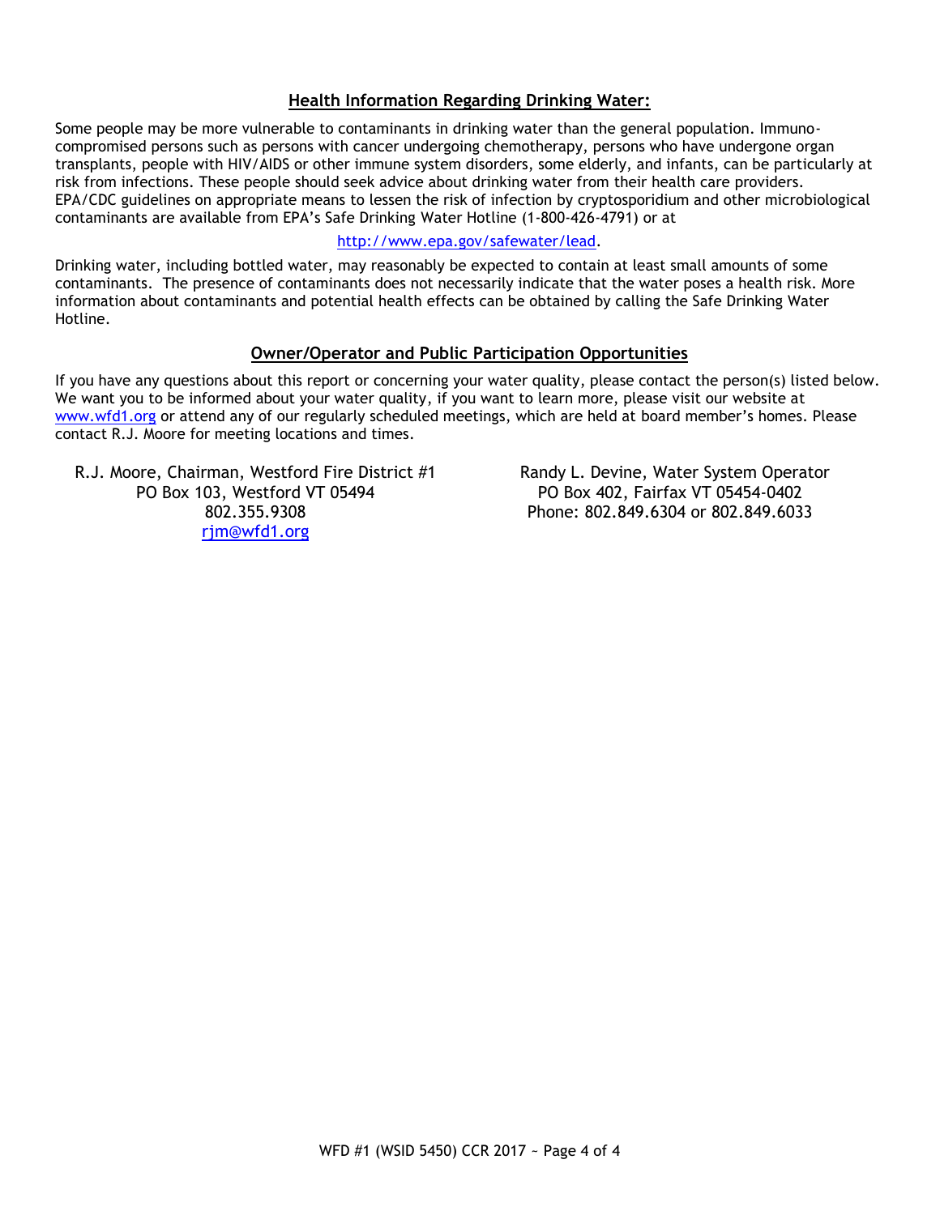## Health Information Regarding Drinking Water:

Some people may be more vulnerable to contaminants in drinking water than the general population. Immuno-compromised persons such as persons with cancer undergoing chemotherapy, persons who have undergone organ transplants, people with HIV/AIDS or other immune system disorders, some elderly, and infants, can be particularly at risk from infections. These people should seek advice about drinking water from their health care providers. EPA/CDC guidelines on appropriate means to lessen the risk of infection by cryptosporidium and other microbiological contaminants are available from EPA's Safe Drinking Water Hotline (1-800-426-4791) or at

http://www.epa.gov/safewater/lead.

Drinking water, including bottled water, may reasonably be expected to contain at least small amounts of some contaminants. The presence of contaminants does not necessarily indicate that the water poses a health risk. More information about contaminants and potential health effects can be obtained by calling the Safe Drinking Water Hotline.

## Owner/Operator and Public Participation Opportunities

If you have any questions about this report or concerning your water quality, please contact the person(s) listed below. We want you to be informed about your water quality, if you want to learn more, please visit our website at www.wfd1.org or attend any of our regularly scheduled meetings, which are held at board member's homes. Please contact R.J. Moore for meeting locations and times.

R.J. Moore, Chairman, Westford Fire District #1
PO Box 103, Westford VT 05494
802.355.9308
rjm@wfd1.org

Randy L. Devine, Water System Operator
PO Box 402, Fairfax VT 05454-0402
Phone: 802.849.6304 or 802.849.6033